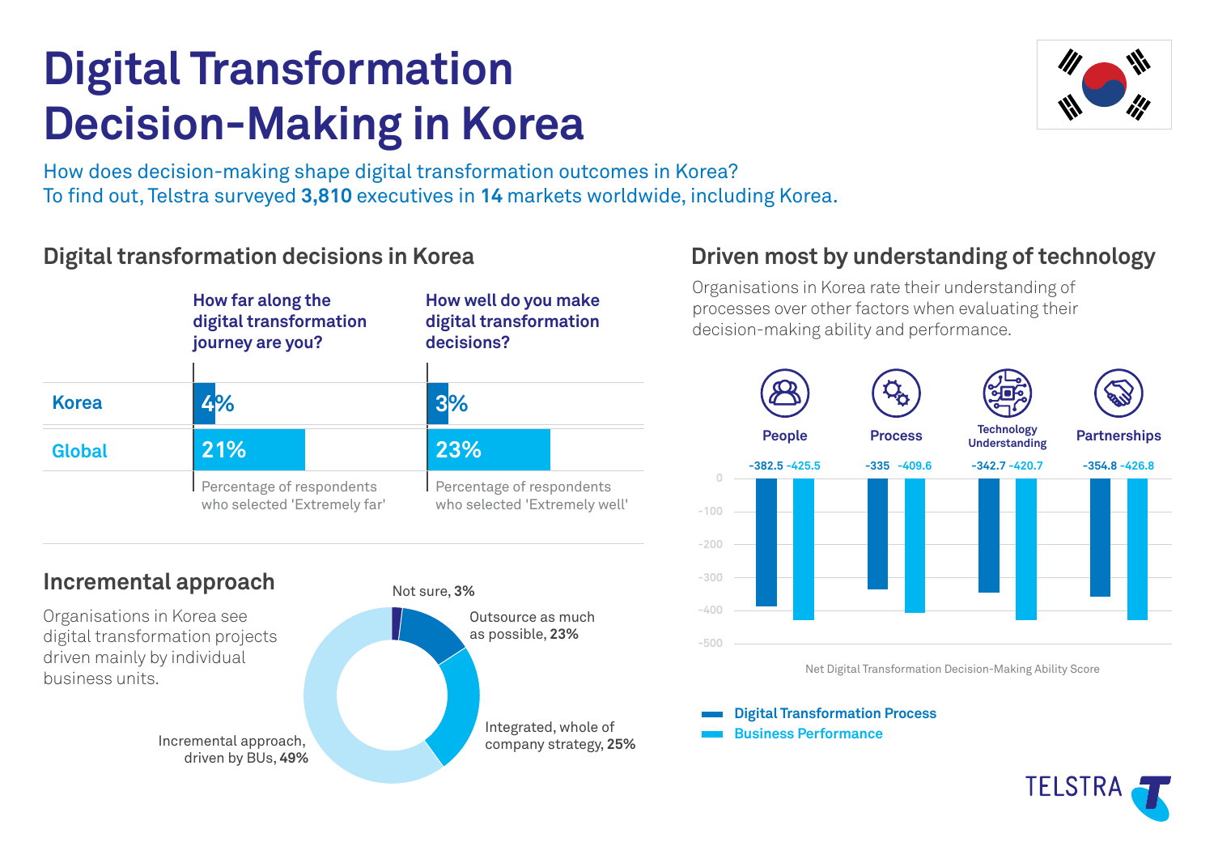# Digital Transformation Decision-Making in Korea

How does decision-making shape digital transformation outcomes in Korea?
To find out, Telstra surveyed **3,810** executives in **14** markets worldwide, including Korea.

## Digital transformation decisions in Korea

| | How far along the digital transformation journey are you? | How well do you make digital transformation decisions? |
|---|---|---|
| Korea | 4% | 3% |
| Global | 21% | 23% |
| | Percentage of respondents who selected 'Extremely far' | Percentage of respondents who selected 'Extremely well' |

## Incremental approach

Organisations in Korea see digital transformation projects driven mainly by individual business units.

- Not sure, **3%**
- Outsource as much as possible, **23%**
- Integrated, whole of company strategy, **25%**
- Incremental approach, driven by BUs, **49%**

## Driven most by understanding of technology

Organisations in Korea rate their understanding of processes over other factors when evaluating their decision-making ability and performance.

| | People | Process | Technology Understanding | Partnerships |
|---|---|---|---|---|
| Digital Transformation Process | -382.5 | -335 | -342.7 | -354.8 |
| Business Performance | -425.5 | -409.6 | -420.7 | -426.8 |

Net Digital Transformation Decision-Making Ability Score

TELSTRA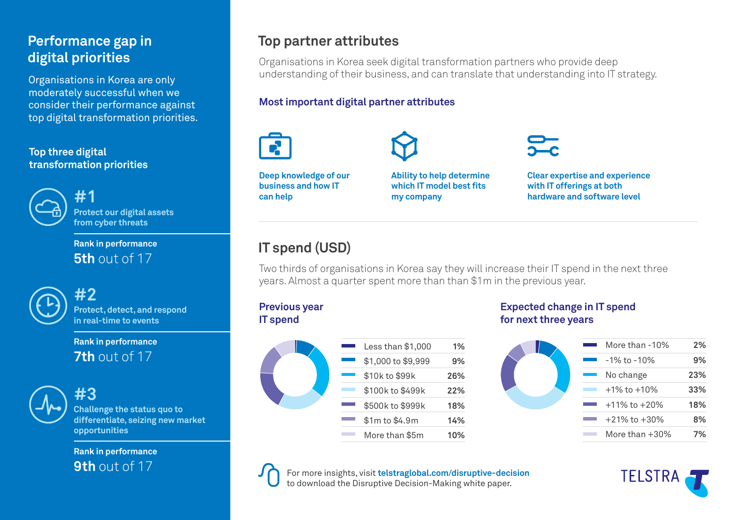## Performance gap in digital priorities

Organisations in Korea are only moderately successful when we consider their performance against top digital transformation priorities.

### Top three digital transformation priorities

**#1**
Protect our digital assets from cyber threats

Rank in performance
**5th** out of 17

**#2**
Protect, detect, and respond in real-time to events

Rank in performance
**7th** out of 17

**#3**
Challenge the status quo to differentiate, seizing new market opportunities

Rank in performance
**9th** out of 17

## Top partner attributes

Organisations in Korea seek digital transformation partners who provide deep understanding of their business, and can translate that understanding into IT strategy.

### Most important digital partner attributes

- Deep knowledge of our business and how IT can help
- Ability to help determine which IT model best fits my company
- Clear expertise and experience with IT offerings at both hardware and software level

## IT spend (USD)

Two thirds of organisations in Korea say they will increase their IT spend in the next three years. Almost a quarter spent more than than $1m in the previous year.

### Previous year IT spend

Less than $1,000 1%
$1,000 to $9,999 9%
$10k to $99k 26%
$100k to $499k 22%
$500k to $999k 18%
$1m to $4.9m 14%
More than $5m 10%

### Expected change in IT spend for next three years

More than -10% 2%
-1% to -10% 9%
No change 23%
+1% to +10% 33%
+11% to +20% 18%
+21% to +30% 8%
More than +30% 7%

For more insights, visit **telstraglobal.com/disruptive-decision** to download the Disruptive Decision-Making white paper.

TELSTRA